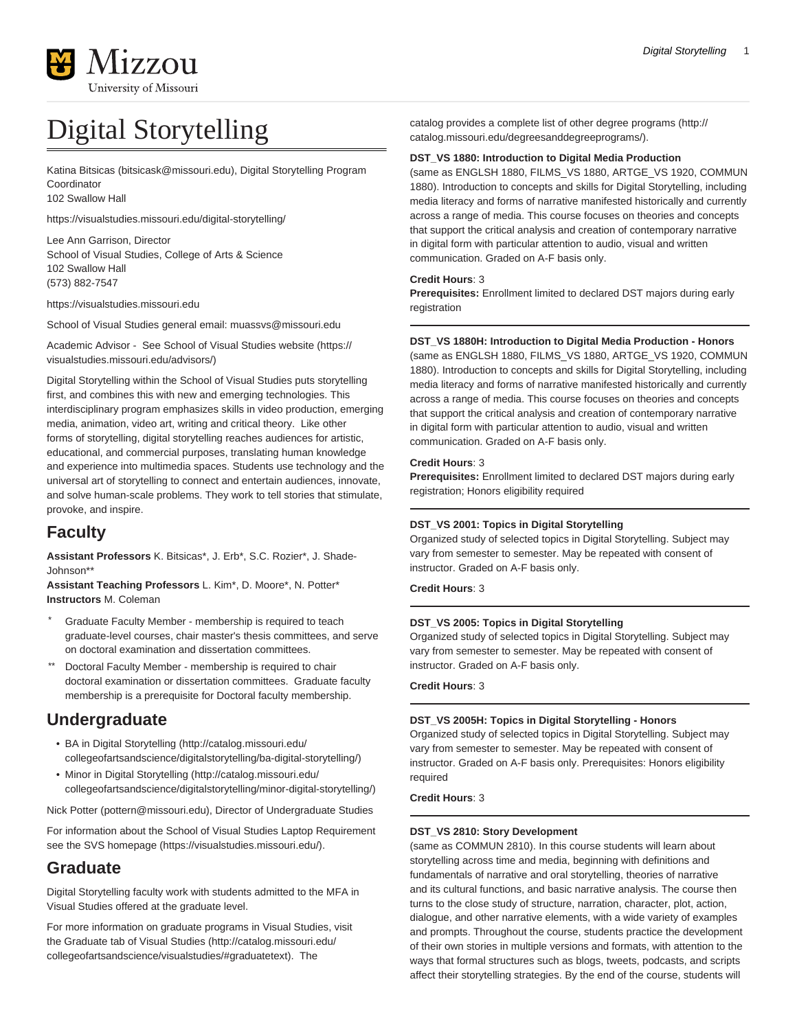# Digital Storytelling

Katina Bitsicas (bitsicask@missouri.edu), Digital Storytelling Program Coordinator
102 Swallow Hall

https://visualstudies.missouri.edu/digital-storytelling/

Lee Ann Garrison, Director
School of Visual Studies, College of Arts & Science
102 Swallow Hall
(573) 882-7547

https://visualstudies.missouri.edu

School of Visual Studies general email: muassvs@missouri.edu

Academic Advisor - See School of Visual Studies website (https://visualstudies.missouri.edu/advisors/)

Digital Storytelling within the School of Visual Studies puts storytelling first, and combines this with new and emerging technologies. This interdisciplinary program emphasizes skills in video production, emerging media, animation, video art, writing and critical theory. Like other forms of storytelling, digital storytelling reaches audiences for artistic, educational, and commercial purposes, translating human knowledge and experience into multimedia spaces. Students use technology and the universal art of storytelling to connect and entertain audiences, innovate, and solve human-scale problems. They work to tell stories that stimulate, provoke, and inspire.

## Faculty

**Assistant Professors** K. Bitsicas*, J. Erb*, S.C. Rozier*, J. Shade-Johnson**
**Assistant Teaching Professors** L. Kim*, D. Moore*, N. Potter*
**Instructors** M. Coleman

- * Graduate Faculty Member - membership is required to teach graduate-level courses, chair master's thesis committees, and serve on doctoral examination and dissertation committees.
- ** Doctoral Faculty Member - membership is required to chair doctoral examination or dissertation committees. Graduate faculty membership is a prerequisite for Doctoral faculty membership.

## Undergraduate

- BA in Digital Storytelling (http://catalog.missouri.edu/collegeofartsandscience/digitalstorytelling/ba-digital-storytelling/)
- Minor in Digital Storytelling (http://catalog.missouri.edu/collegeofartsandscience/digitalstorytelling/minor-digital-storytelling/)

Nick Potter (pottern@missouri.edu), Director of Undergraduate Studies

For information about the School of Visual Studies Laptop Requirement see the SVS homepage (https://visualstudies.missouri.edu/).

## Graduate

Digital Storytelling faculty work with students admitted to the MFA in Visual Studies offered at the graduate level.

For more information on graduate programs in Visual Studies, visit the Graduate tab of Visual Studies (http://catalog.missouri.edu/collegeofartsandscience/visualstudies/#graduatetext). The catalog provides a complete list of other degree programs (http://catalog.missouri.edu/degreesanddegreeprograms/).

**DST_VS 1880: Introduction to Digital Media Production**
(same as ENGLSH 1880, FILMS_VS 1880, ARTGE_VS 1920, COMMUN 1880). Introduction to concepts and skills for Digital Storytelling, including media literacy and forms of narrative manifested historically and currently across a range of media. This course focuses on theories and concepts that support the critical analysis and creation of contemporary narrative in digital form with particular attention to audio, visual and written communication. Graded on A-F basis only.

**Credit Hours**: 3
**Prerequisites:** Enrollment limited to declared DST majors during early registration

---

**DST_VS 1880H: Introduction to Digital Media Production - Honors**
(same as ENGLSH 1880, FILMS_VS 1880, ARTGE_VS 1920, COMMUN 1880). Introduction to concepts and skills for Digital Storytelling, including media literacy and forms of narrative manifested historically and currently across a range of media. This course focuses on theories and concepts that support the critical analysis and creation of contemporary narrative in digital form with particular attention to audio, visual and written communication. Graded on A-F basis only.

**Credit Hours**: 3
**Prerequisites:** Enrollment limited to declared DST majors during early registration; Honors eligibility required

---

**DST_VS 2001: Topics in Digital Storytelling**
Organized study of selected topics in Digital Storytelling. Subject may vary from semester to semester. May be repeated with consent of instructor. Graded on A-F basis only.

**Credit Hours**: 3

---

**DST_VS 2005: Topics in Digital Storytelling**
Organized study of selected topics in Digital Storytelling. Subject may vary from semester to semester. May be repeated with consent of instructor. Graded on A-F basis only.

**Credit Hours**: 3

---

**DST_VS 2005H: Topics in Digital Storytelling - Honors**
Organized study of selected topics in Digital Storytelling. Subject may vary from semester to semester. May be repeated with consent of instructor. Graded on A-F basis only. Prerequisites: Honors eligibility required

**Credit Hours**: 3

---

**DST_VS 2810: Story Development**
(same as COMMUN 2810). In this course students will learn about storytelling across time and media, beginning with definitions and fundamentals of narrative and oral storytelling, theories of narrative and its cultural functions, and basic narrative analysis. The course then turns to the close study of structure, narration, character, plot, action, dialogue, and other narrative elements, with a wide variety of examples and prompts. Throughout the course, students practice the development of their own stories in multiple versions and formats, with attention to the ways that formal structures such as blogs, tweets, podcasts, and scripts affect their storytelling strategies. By the end of the course, students will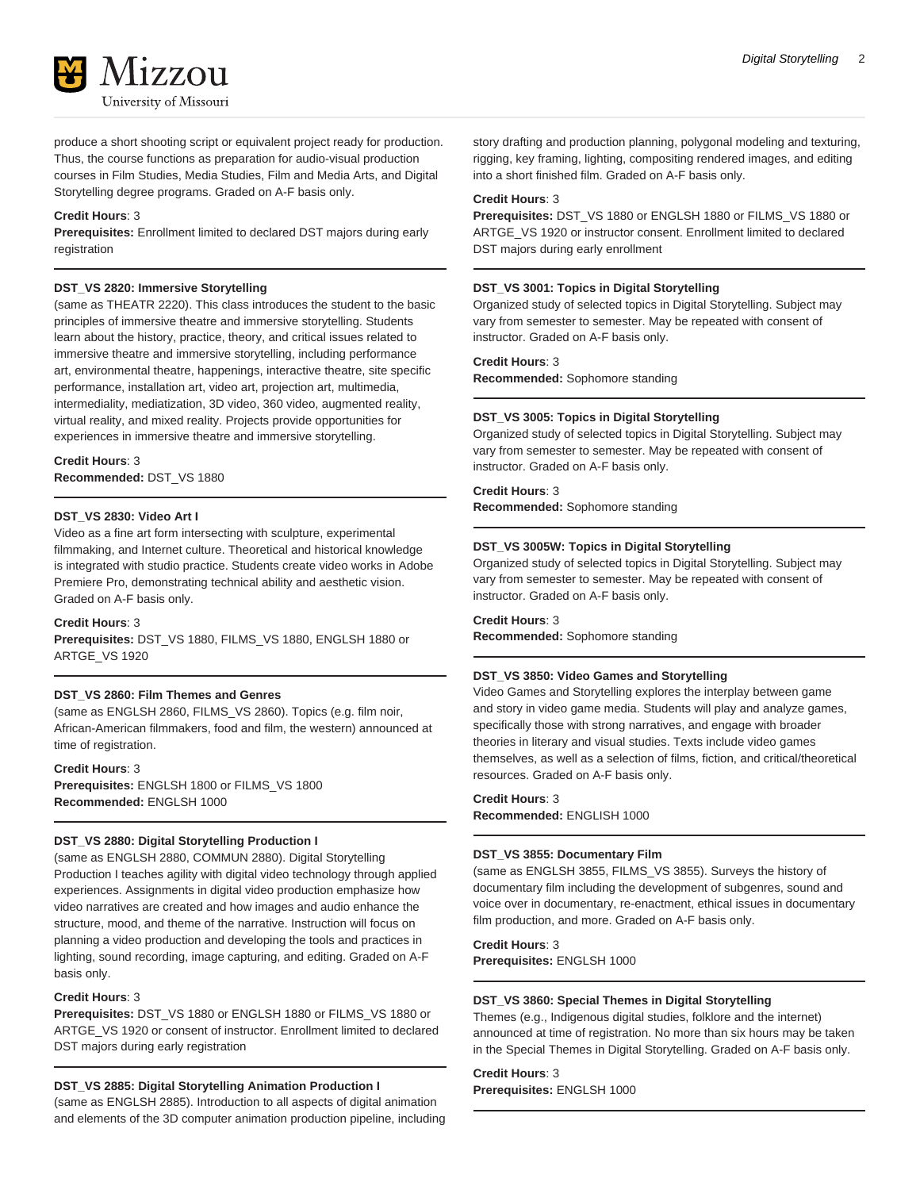produce a short shooting script or equivalent project ready for production. Thus, the course functions as preparation for audio-visual production courses in Film Studies, Media Studies, Film and Media Arts, and Digital Storytelling degree programs. Graded on A-F basis only.

**Credit Hours**: 3
**Prerequisites:** Enrollment limited to declared DST majors during early registration

**DST_VS 2820: Immersive Storytelling**
(same as THEATR 2220). This class introduces the student to the basic principles of immersive theatre and immersive storytelling. Students learn about the history, practice, theory, and critical issues related to immersive theatre and immersive storytelling, including performance art, environmental theatre, happenings, interactive theatre, site specific performance, installation art, video art, projection art, multimedia, intermediality, mediatization, 3D video, 360 video, augmented reality, virtual reality, and mixed reality. Projects provide opportunities for experiences in immersive theatre and immersive storytelling.

**Credit Hours**: 3
**Recommended:** DST_VS 1880

**DST_VS 2830: Video Art I**
Video as a fine art form intersecting with sculpture, experimental filmmaking, and Internet culture. Theoretical and historical knowledge is integrated with studio practice. Students create video works in Adobe Premiere Pro, demonstrating technical ability and aesthetic vision. Graded on A-F basis only.

**Credit Hours**: 3
**Prerequisites:** DST_VS 1880, FILMS_VS 1880, ENGLSH 1880 or ARTGE_VS 1920

**DST_VS 2860: Film Themes and Genres**
(same as ENGLSH 2860, FILMS_VS 2860). Topics (e.g. film noir, African-American filmmakers, food and film, the western) announced at time of registration.

**Credit Hours**: 3
**Prerequisites:** ENGLSH 1800 or FILMS_VS 1800
**Recommended:** ENGLSH 1000

**DST_VS 2880: Digital Storytelling Production I**
(same as ENGLSH 2880, COMMUN 2880). Digital Storytelling Production I teaches agility with digital video technology through applied experiences. Assignments in digital video production emphasize how video narratives are created and how images and audio enhance the structure, mood, and theme of the narrative. Instruction will focus on planning a video production and developing the tools and practices in lighting, sound recording, image capturing, and editing. Graded on A-F basis only.

**Credit Hours**: 3
**Prerequisites:** DST_VS 1880 or ENGLSH 1880 or FILMS_VS 1880 or ARTGE_VS 1920 or consent of instructor. Enrollment limited to declared DST majors during early registration

**DST_VS 2885: Digital Storytelling Animation Production I**
(same as ENGLSH 2885). Introduction to all aspects of digital animation and elements of the 3D computer animation production pipeline, including story drafting and production planning, polygonal modeling and texturing, rigging, key framing, lighting, compositing rendered images, and editing into a short finished film. Graded on A-F basis only.

**Credit Hours**: 3
**Prerequisites:** DST_VS 1880 or ENGLSH 1880 or FILMS_VS 1880 or ARTGE_VS 1920 or instructor consent. Enrollment limited to declared DST majors during early enrollment

**DST_VS 3001: Topics in Digital Storytelling**
Organized study of selected topics in Digital Storytelling. Subject may vary from semester to semester. May be repeated with consent of instructor. Graded on A-F basis only.

**Credit Hours**: 3
**Recommended:** Sophomore standing

**DST_VS 3005: Topics in Digital Storytelling**
Organized study of selected topics in Digital Storytelling. Subject may vary from semester to semester. May be repeated with consent of instructor. Graded on A-F basis only.

**Credit Hours**: 3
**Recommended:** Sophomore standing

**DST_VS 3005W: Topics in Digital Storytelling**
Organized study of selected topics in Digital Storytelling. Subject may vary from semester to semester. May be repeated with consent of instructor. Graded on A-F basis only.

**Credit Hours**: 3
**Recommended:** Sophomore standing

**DST_VS 3850: Video Games and Storytelling**
Video Games and Storytelling explores the interplay between game and story in video game media. Students will play and analyze games, specifically those with strong narratives, and engage with broader theories in literary and visual studies. Texts include video games themselves, as well as a selection of films, fiction, and critical/theoretical resources. Graded on A-F basis only.

**Credit Hours**: 3
**Recommended:** ENGLISH 1000

**DST_VS 3855: Documentary Film**
(same as ENGLSH 3855, FILMS_VS 3855). Surveys the history of documentary film including the development of subgenres, sound and voice over in documentary, re-enactment, ethical issues in documentary film production, and more. Graded on A-F basis only.

**Credit Hours**: 3
**Prerequisites:** ENGLSH 1000

**DST_VS 3860: Special Themes in Digital Storytelling**
Themes (e.g., Indigenous digital studies, folklore and the internet) announced at time of registration. No more than six hours may be taken in the Special Themes in Digital Storytelling. Graded on A-F basis only.

**Credit Hours**: 3
**Prerequisites:** ENGLSH 1000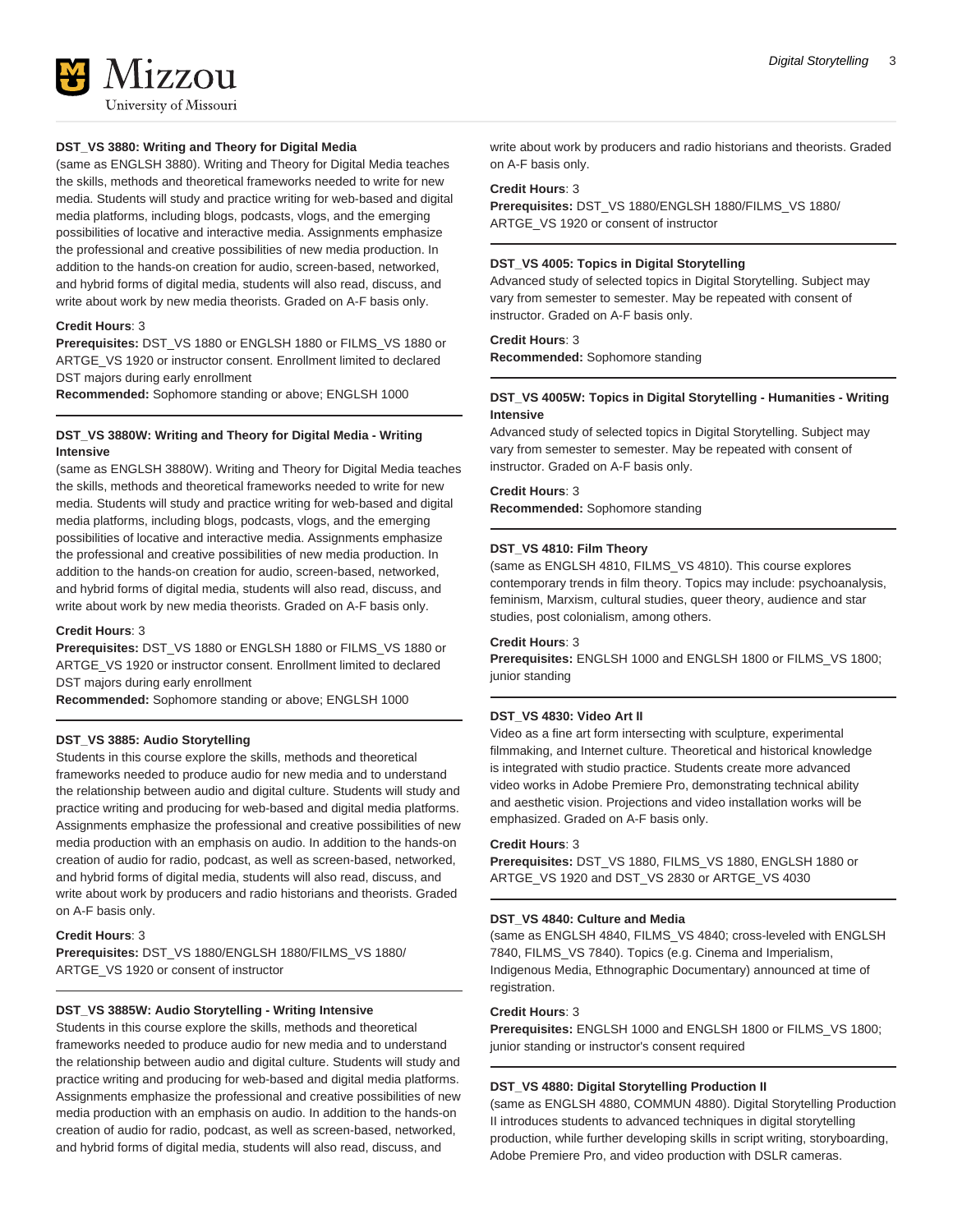### DST_VS 3880: Writing and Theory for Digital Media

(same as ENGLSH 3880). Writing and Theory for Digital Media teaches the skills, methods and theoretical frameworks needed to write for new media. Students will study and practice writing for web-based and digital media platforms, including blogs, podcasts, vlogs, and the emerging possibilities of locative and interactive media. Assignments emphasize the professional and creative possibilities of new media production. In addition to the hands-on creation for audio, screen-based, networked, and hybrid forms of digital media, students will also read, discuss, and write about work by new media theorists. Graded on A-F basis only.

**Credit Hours**: 3
**Prerequisites:** DST_VS 1880 or ENGLSH 1880 or FILMS_VS 1880 or ARTGE_VS 1920 or instructor consent. Enrollment limited to declared DST majors during early enrollment
**Recommended:** Sophomore standing or above; ENGLSH 1000

### DST_VS 3880W: Writing and Theory for Digital Media - Writing Intensive

(same as ENGLSH 3880W). Writing and Theory for Digital Media teaches the skills, methods and theoretical frameworks needed to write for new media. Students will study and practice writing for web-based and digital media platforms, including blogs, podcasts, vlogs, and the emerging possibilities of locative and interactive media. Assignments emphasize the professional and creative possibilities of new media production. In addition to the hands-on creation for audio, screen-based, networked, and hybrid forms of digital media, students will also read, discuss, and write about work by new media theorists. Graded on A-F basis only.

**Credit Hours**: 3
**Prerequisites:** DST_VS 1880 or ENGLSH 1880 or FILMS_VS 1880 or ARTGE_VS 1920 or instructor consent. Enrollment limited to declared DST majors during early enrollment
**Recommended:** Sophomore standing or above; ENGLSH 1000

### DST_VS 3885: Audio Storytelling

Students in this course explore the skills, methods and theoretical frameworks needed to produce audio for new media and to understand the relationship between audio and digital culture. Students will study and practice writing and producing for web-based and digital media platforms. Assignments emphasize the professional and creative possibilities of new media production with an emphasis on audio. In addition to the hands-on creation of audio for radio, podcast, as well as screen-based, networked, and hybrid forms of digital media, students will also read, discuss, and write about work by producers and radio historians and theorists. Graded on A-F basis only.

**Credit Hours**: 3
**Prerequisites:** DST_VS 1880/ENGLSH 1880/FILMS_VS 1880/ ARTGE_VS 1920 or consent of instructor

### DST_VS 3885W: Audio Storytelling - Writing Intensive

Students in this course explore the skills, methods and theoretical frameworks needed to produce audio for new media and to understand the relationship between audio and digital culture. Students will study and practice writing and producing for web-based and digital media platforms. Assignments emphasize the professional and creative possibilities of new media production with an emphasis on audio. In addition to the hands-on creation of audio for radio, podcast, as well as screen-based, networked, and hybrid forms of digital media, students will also read, discuss, and write about work by producers and radio historians and theorists. Graded on A-F basis only.

**Credit Hours**: 3
**Prerequisites:** DST_VS 1880/ENGLSH 1880/FILMS_VS 1880/ ARTGE_VS 1920 or consent of instructor

### DST_VS 4005: Topics in Digital Storytelling

Advanced study of selected topics in Digital Storytelling. Subject may vary from semester to semester. May be repeated with consent of instructor. Graded on A-F basis only.

**Credit Hours**: 3
**Recommended:** Sophomore standing

### DST_VS 4005W: Topics in Digital Storytelling - Humanities - Writing Intensive

Advanced study of selected topics in Digital Storytelling. Subject may vary from semester to semester. May be repeated with consent of instructor. Graded on A-F basis only.

**Credit Hours**: 3
**Recommended:** Sophomore standing

### DST_VS 4810: Film Theory

(same as ENGLSH 4810, FILMS_VS 4810). This course explores contemporary trends in film theory. Topics may include: psychoanalysis, feminism, Marxism, cultural studies, queer theory, audience and star studies, post colonialism, among others.

**Credit Hours**: 3
**Prerequisites:** ENGLSH 1000 and ENGLSH 1800 or FILMS_VS 1800; junior standing

### DST_VS 4830: Video Art II

Video as a fine art form intersecting with sculpture, experimental filmmaking, and Internet culture. Theoretical and historical knowledge is integrated with studio practice. Students create more advanced video works in Adobe Premiere Pro, demonstrating technical ability and aesthetic vision. Projections and video installation works will be emphasized. Graded on A-F basis only.

**Credit Hours**: 3
**Prerequisites:** DST_VS 1880, FILMS_VS 1880, ENGLSH 1880 or ARTGE_VS 1920 and DST_VS 2830 or ARTGE_VS 4030

### DST_VS 4840: Culture and Media

(same as ENGLSH 4840, FILMS_VS 4840; cross-leveled with ENGLSH 7840, FILMS_VS 7840). Topics (e.g. Cinema and Imperialism, Indigenous Media, Ethnographic Documentary) announced at time of registration.

**Credit Hours**: 3
**Prerequisites:** ENGLSH 1000 and ENGLSH 1800 or FILMS_VS 1800; junior standing or instructor's consent required

### DST_VS 4880: Digital Storytelling Production II

(same as ENGLSH 4880, COMMUN 4880). Digital Storytelling Production II introduces students to advanced techniques in digital storytelling production, while further developing skills in script writing, storyboarding, Adobe Premiere Pro, and video production with DSLR cameras.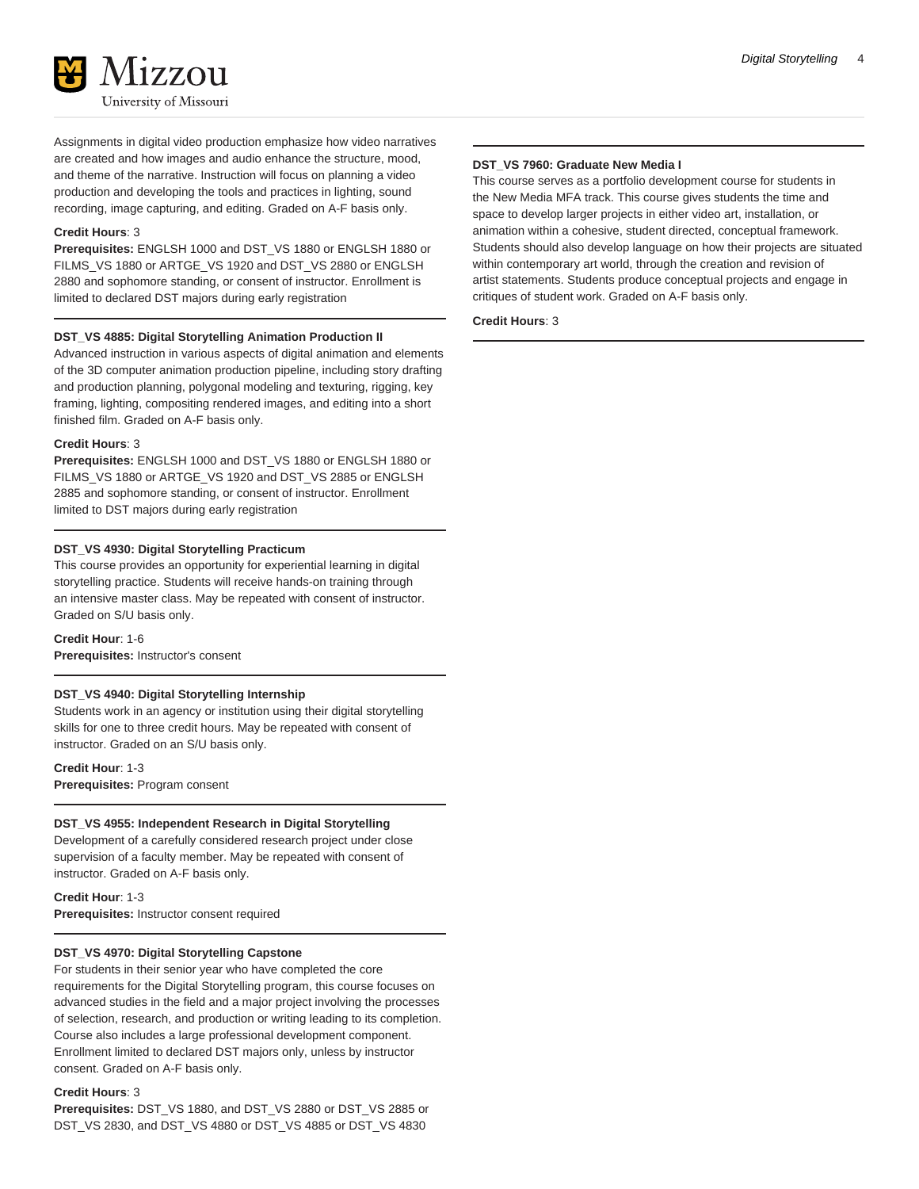Assignments in digital video production emphasize how video narratives are created and how images and audio enhance the structure, mood, and theme of the narrative. Instruction will focus on planning a video production and developing the tools and practices in lighting, sound recording, image capturing, and editing. Graded on A-F basis only.

**Credit Hours**: 3
**Prerequisites:** ENGLSH 1000 and DST_VS 1880 or ENGLSH 1880 or FILMS_VS 1880 or ARTGE_VS 1920 and DST_VS 2880 or ENGLSH 2880 and sophomore standing, or consent of instructor. Enrollment is limited to declared DST majors during early registration

---

**DST_VS 4885: Digital Storytelling Animation Production II**

Advanced instruction in various aspects of digital animation and elements of the 3D computer animation production pipeline, including story drafting and production planning, polygonal modeling and texturing, rigging, key framing, lighting, compositing rendered images, and editing into a short finished film. Graded on A-F basis only.

**Credit Hours**: 3
**Prerequisites:** ENGLSH 1000 and DST_VS 1880 or ENGLSH 1880 or FILMS_VS 1880 or ARTGE_VS 1920 and DST_VS 2885 or ENGLSH 2885 and sophomore standing, or consent of instructor. Enrollment limited to DST majors during early registration

---

**DST_VS 4930: Digital Storytelling Practicum**

This course provides an opportunity for experiential learning in digital storytelling practice. Students will receive hands-on training through an intensive master class. May be repeated with consent of instructor. Graded on S/U basis only.

**Credit Hour**: 1-6
**Prerequisites:** Instructor's consent

---

**DST_VS 4940: Digital Storytelling Internship**

Students work in an agency or institution using their digital storytelling skills for one to three credit hours. May be repeated with consent of instructor. Graded on an S/U basis only.

**Credit Hour**: 1-3
**Prerequisites:** Program consent

---

**DST_VS 4955: Independent Research in Digital Storytelling**

Development of a carefully considered research project under close supervision of a faculty member. May be repeated with consent of instructor. Graded on A-F basis only.

**Credit Hour**: 1-3
**Prerequisites:** Instructor consent required

---

**DST_VS 4970: Digital Storytelling Capstone**

For students in their senior year who have completed the core requirements for the Digital Storytelling program, this course focuses on advanced studies in the field and a major project involving the processes of selection, research, and production or writing leading to its completion. Course also includes a large professional development component. Enrollment limited to declared DST majors only, unless by instructor consent. Graded on A-F basis only.

**Credit Hours**: 3
**Prerequisites:** DST_VS 1880, and DST_VS 2880 or DST_VS 2885 or DST_VS 2830, and DST_VS 4880 or DST_VS 4885 or DST_VS 4830

---

**DST_VS 7960: Graduate New Media I**

This course serves as a portfolio development course for students in the New Media MFA track. This course gives students the time and space to develop larger projects in either video art, installation, or animation within a cohesive, student directed, conceptual framework. Students should also develop language on how their projects are situated within contemporary art world, through the creation and revision of artist statements. Students produce conceptual projects and engage in critiques of student work. Graded on A-F basis only.

**Credit Hours**: 3